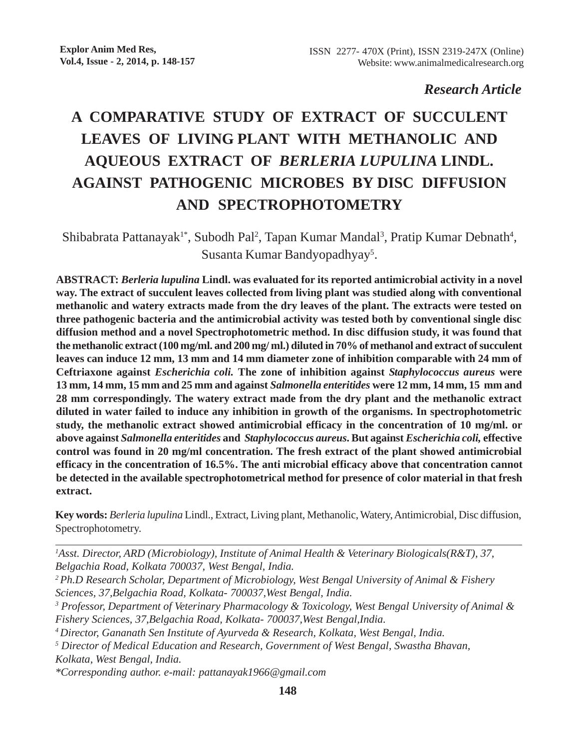*Research Article*

# A COMPARATIVE STUDY OF EXTRACT OF SUCCULENT LEAVES OF LIVING PLANT WITH METHANOLIC AND AQUEOUS EXTRACT OF *BERLERIA LUPULINA* LINDL. AGAINST PATHOGENIC MICROBES BY DISC DIFFUSION AND SPECTROPHOTOMETRY

Shibabrata Pattanayak[1*], Subodh Pal[2], Tapan Kumar Mandal[3], Pratip Kumar Debnath[4], Susanta Kumar Bandyopadhyay[5].

**ABSTRACT:** ***Berleria lupulina*** **Lindl. was evaluated for its reported antimicrobial activity in a novel way. The extract of succulent leaves collected from living plant was studied along with conventional methanolic and watery extracts made from the dry leaves of the plant. The extracts were tested on three pathogenic bacteria and the antimicrobial activity was tested both by conventional single disc diffusion method and a novel Spectrophotometric method. In disc diffusion study, it was found that the methanolic extract (100 mg/ml. and 200 mg/ ml.) diluted in 70% of methanol and extract of succulent leaves can induce 12 mm, 13 mm and 14 mm diameter zone of inhibition comparable with 24 mm of Ceftriaxone against** ***Escherichia coli.*** **The zone of inhibition against** ***Staphylococcus aureus*** **were 13 mm, 14 mm, 15 mm and 25 mm and against** ***Salmonella enteritides*** **were 12 mm, 14 mm, 15 mm and 28 mm correspondingly. The watery extract made from the dry plant and the methanolic extract diluted in water failed to induce any inhibition in growth of the organisms. In spectrophotometric study, the methanolic extract showed antimicrobial efficacy in the concentration of 10 mg/ml. or above against** ***Salmonella enteritides*** **and** ***Staphylococcus aureus*****. But against** ***Escherichia coli,*** **effective control was found in 20 mg/ml concentration. The fresh extract of the plant showed antimicrobial efficacy in the concentration of 16.5%. The anti microbial efficacy above that concentration cannot be detected in the available spectrophotometrical method for presence of color material in that fresh extract.**

**Key words:** *Berleria lupulina* Lindl., Extract, Living plant, Methanolic, Watery, Antimicrobial, Disc diffusion, Spectrophotometry.

---

*[1]Asst. Director, ARD (Microbiology), Institute of Animal Health & Veterinary Biologicals(R&T), 37, Belgachia Road, Kolkata 700037, West Bengal, India.*

*[2]Ph.D Research Scholar, Department of Microbiology, West Bengal University of Animal & Fishery Sciences, 37,Belgachia Road, Kolkata- 700037,West Bengal, India.*

*[3] Professor, Department of Veterinary Pharmacology & Toxicology, West Bengal University of Animal & Fishery Sciences, 37,Belgachia Road, Kolkata- 700037,West Bengal,India.*

*[4]Director, Gananath Sen Institute of Ayurveda & Research, Kolkata, West Bengal, India.*

*[5] Director of Medical Education and Research, Government of West Bengal, Swastha Bhavan, Kolkata, West Bengal, India.*

*\*Corresponding author. e-mail: pattanayak1966@gmail.com*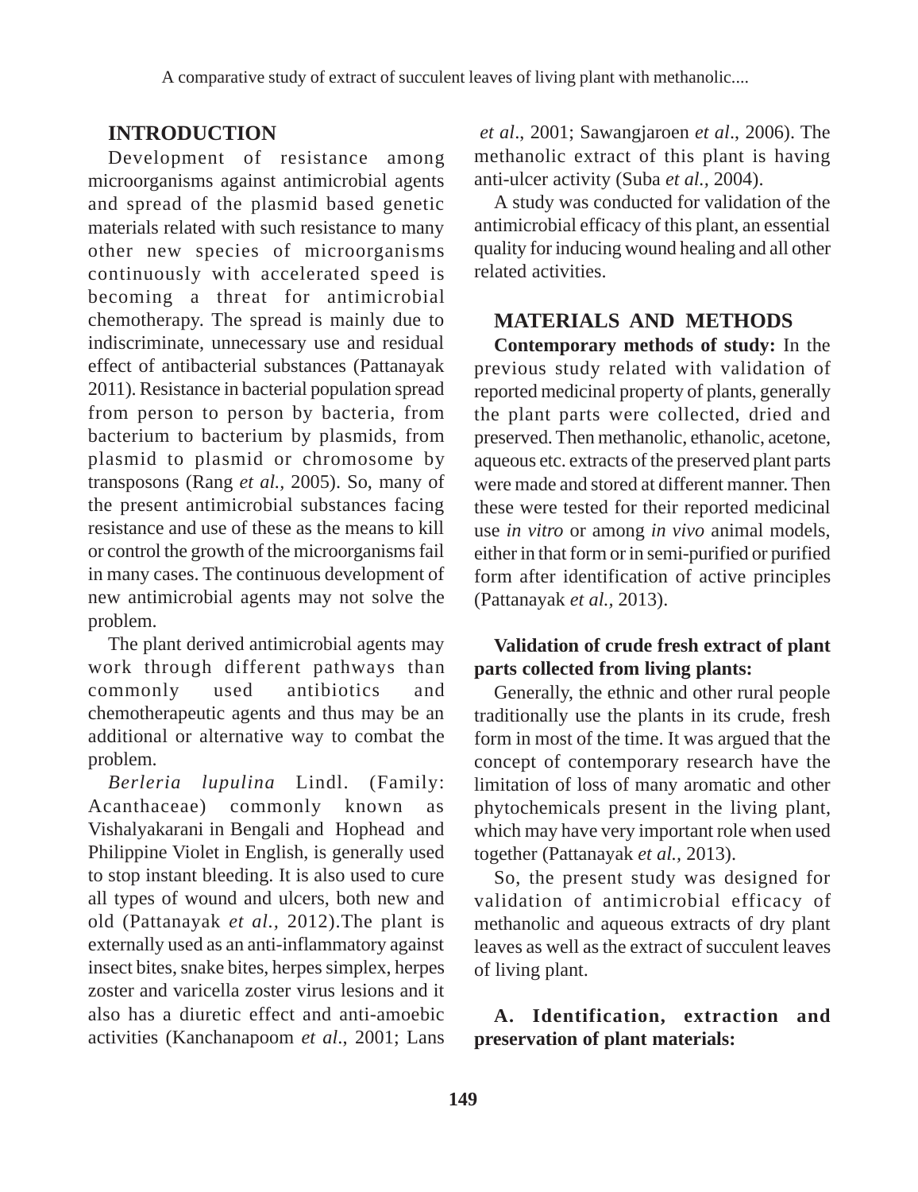## INTRODUCTION

Development of resistance among microorganisms against antimicrobial agents and spread of the plasmid based genetic materials related with such resistance to many other new species of microorganisms continuously with accelerated speed is becoming a threat for antimicrobial chemotherapy. The spread is mainly due to indiscriminate, unnecessary use and residual effect of antibacterial substances (Pattanayak 2011). Resistance in bacterial population spread from person to person by bacteria, from bacterium to bacterium by plasmids, from plasmid to plasmid or chromosome by transposons (Rang *et al.*, 2005). So, many of the present antimicrobial substances facing resistance and use of these as the means to kill or control the growth of the microorganisms fail in many cases. The continuous development of new antimicrobial agents may not solve the problem.

The plant derived antimicrobial agents may work through different pathways than commonly used antibiotics and chemotherapeutic agents and thus may be an additional or alternative way to combat the problem.

*Berleria lupulina* Lindl. (Family: Acanthaceae) commonly known as Vishalyakarani in Bengali and Hophead and Philippine Violet in English, is generally used to stop instant bleeding. It is also used to cure all types of wound and ulcers, both new and old (Pattanayak *et al.*, 2012).The plant is externally used as an anti-inflammatory against insect bites, snake bites, herpes simplex, herpes zoster and varicella zoster virus lesions and it also has a diuretic effect and anti-amoebic activities (Kanchanapoom *et al*., 2001; Lans *et al*., 2001; Sawangjaroen *et al*., 2006). The methanolic extract of this plant is having anti-ulcer activity (Suba *et al.,* 2004).

A study was conducted for validation of the antimicrobial efficacy of this plant, an essential quality for inducing wound healing and all other related activities.

## MATERIALS AND METHODS

**Contemporary methods of study:** In the previous study related with validation of reported medicinal property of plants, generally the plant parts were collected, dried and preserved. Then methanolic, ethanolic, acetone, aqueous etc. extracts of the preserved plant parts were made and stored at different manner. Then these were tested for their reported medicinal use *in vitro* or among *in vivo* animal models, either in that form or in semi-purified or purified form after identification of active principles (Pattanayak *et al.,* 2013).

### Validation of crude fresh extract of plant parts collected from living plants:

Generally, the ethnic and other rural people traditionally use the plants in its crude, fresh form in most of the time. It was argued that the concept of contemporary research have the limitation of loss of many aromatic and other phytochemicals present in the living plant, which may have very important role when used together (Pattanayak *et al.,* 2013).

So, the present study was designed for validation of antimicrobial efficacy of methanolic and aqueous extracts of dry plant leaves as well as the extract of succulent leaves of living plant.

### A. Identification, extraction and preservation of plant materials: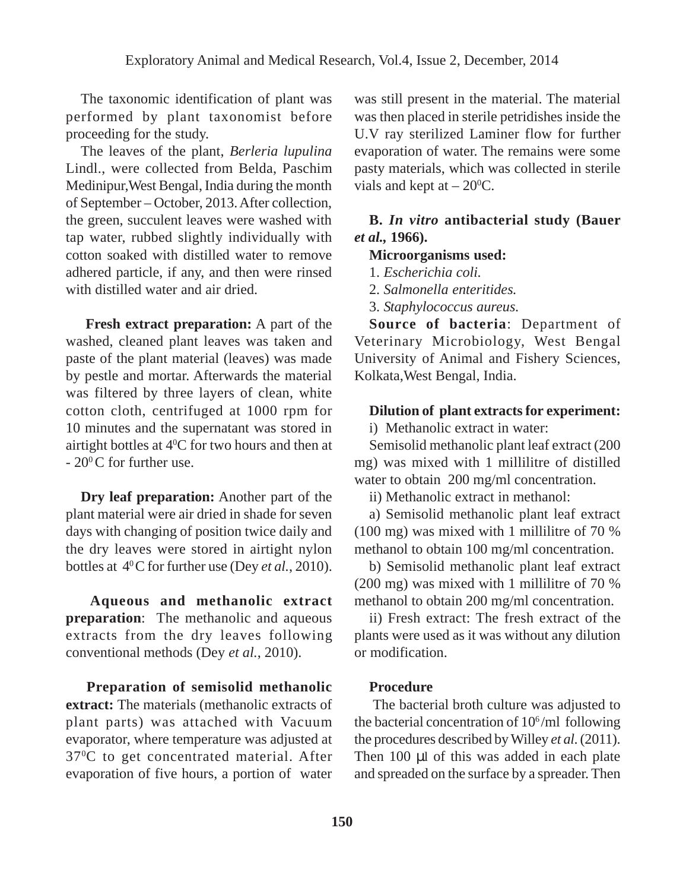The taxonomic identification of plant was performed by plant taxonomist before proceeding for the study.

The leaves of the plant, *Berleria lupulina* Lindl., were collected from Belda, Paschim Medinipur,West Bengal, India during the month of September – October, 2013. After collection, the green, succulent leaves were washed with tap water, rubbed slightly individually with cotton soaked with distilled water to remove adhered particle, if any, and then were rinsed with distilled water and air dried.

**Fresh extract preparation:** A part of the washed, cleaned plant leaves was taken and paste of the plant material (leaves) was made by pestle and mortar. Afterwards the material was filtered by three layers of clean, white cotton cloth, centrifuged at 1000 rpm for 10 minutes and the supernatant was stored in airtight bottles at $4^0$C for two hours and then at - $20^0$ C for further use.

**Dry leaf preparation:** Another part of the plant material were air dried in shade for seven days with changing of position twice daily and the dry leaves were stored in airtight nylon bottles at $4^0$ C for further use (Dey *et al.*, 2010).

**Aqueous and methanolic extract preparation**: The methanolic and aqueous extracts from the dry leaves following conventional methods (Dey *et al.*, 2010).

**Preparation of semisolid methanolic extract:** The materials (methanolic extracts of plant parts) was attached with Vacuum evaporator, where temperature was adjusted at $37^0$C to get concentrated material. After evaporation of five hours, a portion of water was still present in the material. The material was then placed in sterile petridishes inside the U.V ray sterilized Laminer flow for further evaporation of water. The remains were some pasty materials, which was collected in sterile vials and kept at – $20^0$C.

**B. *In vitro* antibacterial study (Bauer *et al.*, 1966).**

**Microorganisms used:**

1. *Escherichia coli.*
2. *Salmonella enteritides.*
3. *Staphylococcus aureus.*

**Source of bacteria**: Department of Veterinary Microbiology, West Bengal University of Animal and Fishery Sciences, Kolkata,West Bengal, India.

**Dilution of plant extracts for experiment:**

i) Methanolic extract in water:

Semisolid methanolic plant leaf extract (200 mg) was mixed with 1 millilitre of distilled water to obtain 200 mg/ml concentration.

ii) Methanolic extract in methanol:

a) Semisolid methanolic plant leaf extract (100 mg) was mixed with 1 millilitre of 70 % methanol to obtain 100 mg/ml concentration.

b) Semisolid methanolic plant leaf extract (200 mg) was mixed with 1 millilitre of 70 % methanol to obtain 200 mg/ml concentration.

ii) Fresh extract: The fresh extract of the plants were used as it was without any dilution or modification.

**Procedure**

The bacterial broth culture was adjusted to the bacterial concentration of $10^6$/ml following the procedures described by Willey *et al.* (2011). Then 100 µl of this was added in each plate and spreaded on the surface by a spreader. Then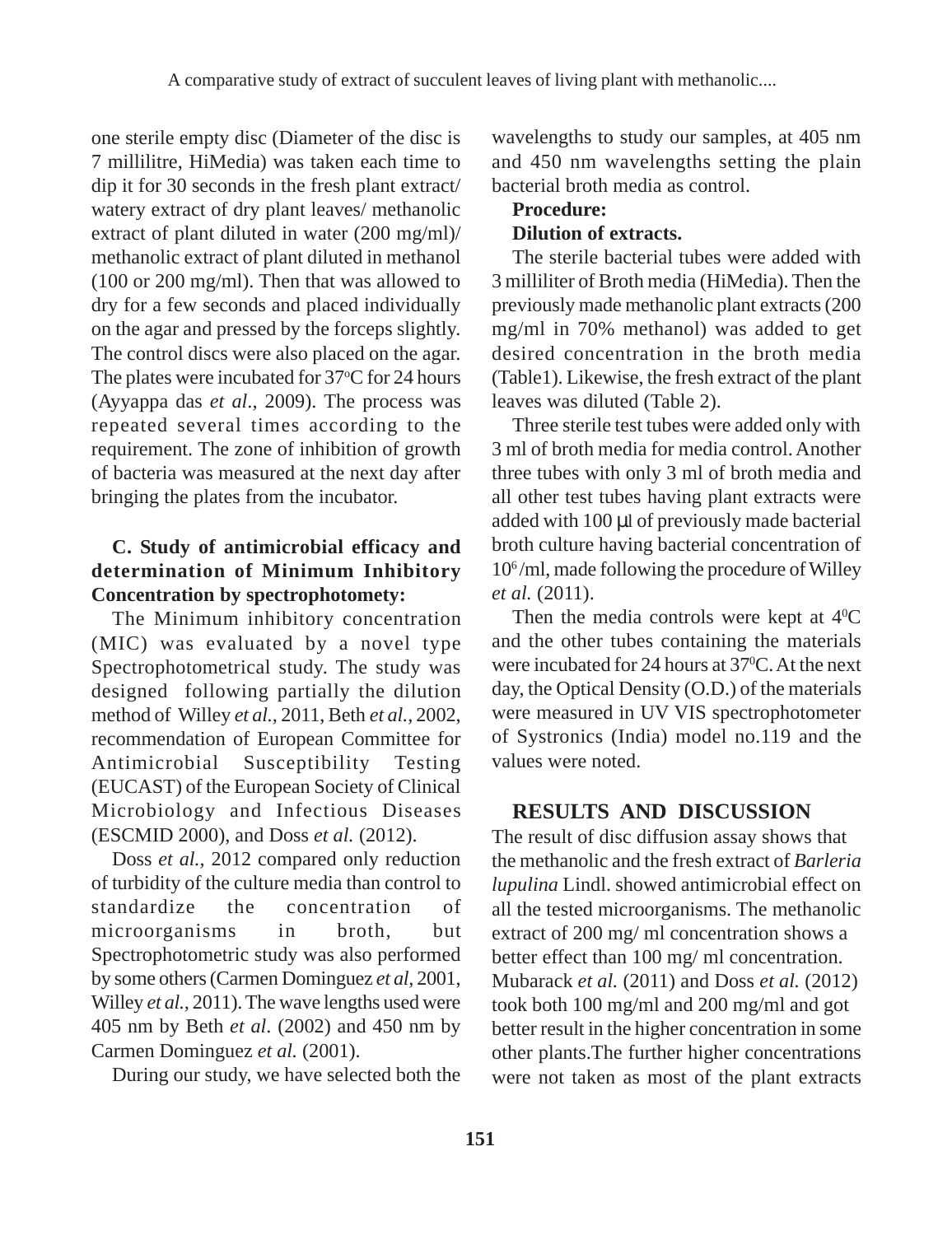one sterile empty disc (Diameter of the disc is 7 millilitre, HiMedia) was taken each time to dip it for 30 seconds in the fresh plant extract/ watery extract of dry plant leaves/ methanolic extract of plant diluted in water (200 mg/ml)/ methanolic extract of plant diluted in methanol (100 or 200 mg/ml). Then that was allowed to dry for a few seconds and placed individually on the agar and pressed by the forceps slightly. The control discs were also placed on the agar. The plates were incubated for 37$^{o}$C for 24 hours (Ayyappa das *et al*., 2009). The process was repeated several times according to the requirement. The zone of inhibition of growth of bacteria was measured at the next day after bringing the plates from the incubator.

**C. Study of antimicrobial efficacy and determination of Minimum Inhibitory Concentration by spectrophotomety:**

The Minimum inhibitory concentration (MIC) was evaluated by a novel type Spectrophotometrical study. The study was designed following partially the dilution method of Willey *et al.,* 2011, Beth *et al.,* 2002, recommendation of European Committee for Antimicrobial Susceptibility Testing (EUCAST) of the European Society of Clinical Microbiology and Infectious Diseases (ESCMID 2000), and Doss *et al.* (2012).

Doss *et al.,* 2012 compared only reduction of turbidity of the culture media than control to standardize the concentration of microorganisms in broth, but Spectrophotometric study was also performed by some others (Carmen Dominguez *et al,* 2001, Willey *et al.,* 2011). The wave lengths used were 405 nm by Beth *et al.* (2002) and 450 nm by Carmen Dominguez *et al.* (2001).

During our study, we have selected both the wavelengths to study our samples, at 405 nm and 450 nm wavelengths setting the plain bacterial broth media as control.

**Procedure:**

**Dilution of extracts.**

The sterile bacterial tubes were added with 3 milliliter of Broth media (HiMedia). Then the previously made methanolic plant extracts (200 mg/ml in 70% methanol) was added to get desired concentration in the broth media (Table1). Likewise, the fresh extract of the plant leaves was diluted (Table 2).

Three sterile test tubes were added only with 3 ml of broth media for media control. Another three tubes with only 3 ml of broth media and all other test tubes having plant extracts were added with 100 µl of previously made bacterial broth culture having bacterial concentration of $10^6$/ml, made following the procedure of Willey *et al.* (2011).

Then the media controls were kept at 4$^{0}$C and the other tubes containing the materials were incubated for 24 hours at 37$^{0}$C. At the next day, the Optical Density (O.D.) of the materials were measured in UV VIS spectrophotometer of Systronics (India) model no.119 and the values were noted.

## RESULTS AND DISCUSSION

The result of disc diffusion assay shows that the methanolic and the fresh extract of *Barleria lupulina* Lindl. showed antimicrobial effect on all the tested microorganisms. The methanolic extract of 200 mg/ ml concentration shows a better effect than 100 mg/ ml concentration. Mubarack *et al.* (2011) and Doss *et al.* (2012) took both 100 mg/ml and 200 mg/ml and got better result in the higher concentration in some other plants.The further higher concentrations were not taken as most of the plant extracts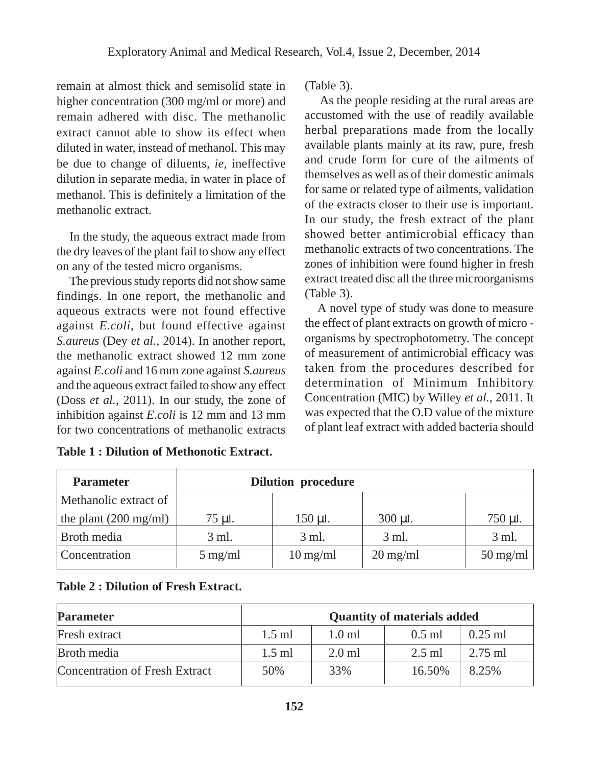remain at almost thick and semisolid state in higher concentration (300 mg/ml or more) and remain adhered with disc. The methanolic extract cannot able to show its effect when diluted in water, instead of methanol. This may be due to change of diluents, *ie*, ineffective dilution in separate media, in water in place of methanol. This is definitely a limitation of the methanolic extract.

In the study, the aqueous extract made from the dry leaves of the plant fail to show any effect on any of the tested micro organisms.

The previous study reports did not show same findings. In one report, the methanolic and aqueous extracts were not found effective against *E.coli*, but found effective against *S.aureus* (Dey *et al.*, 2014). In another report, the methanolic extract showed 12 mm zone against *E.coli* and 16 mm zone against *S.aureus* and the aqueous extract failed to show any effect (Doss *et al.*, 2011). In our study, the zone of inhibition against *E.coli* is 12 mm and 13 mm for two concentrations of methanolic extracts (Table 3).

As the people residing at the rural areas are accustomed with the use of readily available herbal preparations made from the locally available plants mainly at its raw, pure, fresh and crude form for cure of the ailments of themselves as well as of their domestic animals for same or related type of ailments, validation of the extracts closer to their use is important. In our study, the fresh extract of the plant showed better antimicrobial efficacy than methanolic extracts of two concentrations. The zones of inhibition were found higher in fresh extract treated disc all the three microorganisms (Table 3).

A novel type of study was done to measure the effect of plant extracts on growth of micro - organisms by spectrophotometry. The concept of measurement of antimicrobial efficacy was taken from the procedures described for determination of Minimum Inhibitory Concentration (MIC) by Willey *et al.*, 2011. It was expected that the O.D value of the mixture of plant leaf extract with added bacteria should

**Table 1 : Dilution of Methonotic Extract.**

| Parameter | Dilution procedure | | | |
|---|---|---|---|---|
| Methanolic extract of the plant (200 mg/ml) | 75 µl. | 150 µl. | 300 µl. | 750 µl. |
| Broth media | 3 ml. | 3 ml. | 3 ml. | 3 ml. |
| Concentration | 5 mg/ml | 10 mg/ml | 20 mg/ml | 50 mg/ml |

**Table 2 : Dilution of Fresh Extract.**

| Parameter | Quantity of materials added | | | |
|---|---|---|---|---|
| Fresh extract | 1.5 ml | 1.0 ml | 0.5 ml | 0.25 ml |
| Broth media | 1.5 ml | 2.0 ml | 2.5 ml | 2.75 ml |
| Concentration of Fresh Extract | 50% | 33% | 16.50% | 8.25% |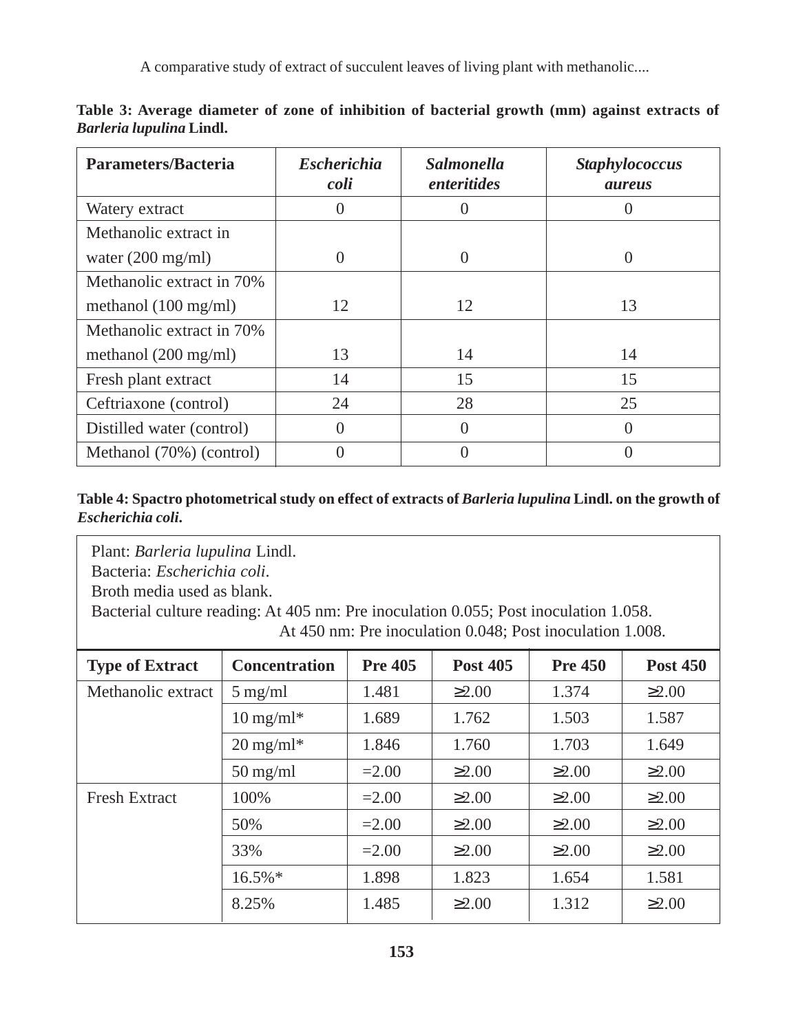**Table 3: Average diameter of zone of inhibition of bacterial growth (mm) against extracts of *Barleria lupulina* Lindl.**

| Parameters/Bacteria | *Escherichia coli* | *Salmonella enteritides* | *Staphylococcus aureus* |
|---|---|---|---|
| Watery extract | 0 | 0 | 0 |
| Methanolic extract in water (200 mg/ml) | 0 | 0 | 0 |
| Methanolic extract in 70% methanol (100 mg/ml) | 12 | 12 | 13 |
| Methanolic extract in 70% methanol (200 mg/ml) | 13 | 14 | 14 |
| Fresh plant extract | 14 | 15 | 15 |
| Ceftriaxone (control) | 24 | 28 | 25 |
| Distilled water (control) | 0 | 0 | 0 |
| Methanol (70%) (control) | 0 | 0 | 0 |

**Table 4: Spactro photometrical study on effect of extracts of *Barleria lupulina* Lindl. on the growth of *Escherichia coli*.**

Plant: *Barleria lupulina* Lindl.
Bacteria: *Escherichia coli*.
Broth media used as blank.
Bacterial culture reading: At 405 nm: Pre inoculation 0.055; Post inoculation 1.058.
At 450 nm: Pre inoculation 0.048; Post inoculation 1.008.

| Type of Extract | Concentration | Pre 405 | Post 405 | Pre 450 | Post 450 |
|---|---|---|---|---|---|
| Methanolic extract | 5 mg/ml | 1.481 | ≥2.00 | 1.374 | ≥2.00 |
| | 10 mg/ml* | 1.689 | 1.762 | 1.503 | 1.587 |
| | 20 mg/ml* | 1.846 | 1.760 | 1.703 | 1.649 |
| | 50 mg/ml | =2.00 | ≥2.00 | ≥2.00 | ≥2.00 |
| Fresh Extract | 100% | =2.00 | ≥2.00 | ≥2.00 | ≥2.00 |
| | 50% | =2.00 | ≥2.00 | ≥2.00 | ≥2.00 |
| | 33% | =2.00 | ≥2.00 | ≥2.00 | ≥2.00 |
| | 16.5%* | 1.898 | 1.823 | 1.654 | 1.581 |
| | 8.25% | 1.485 | ≥2.00 | 1.312 | ≥2.00 |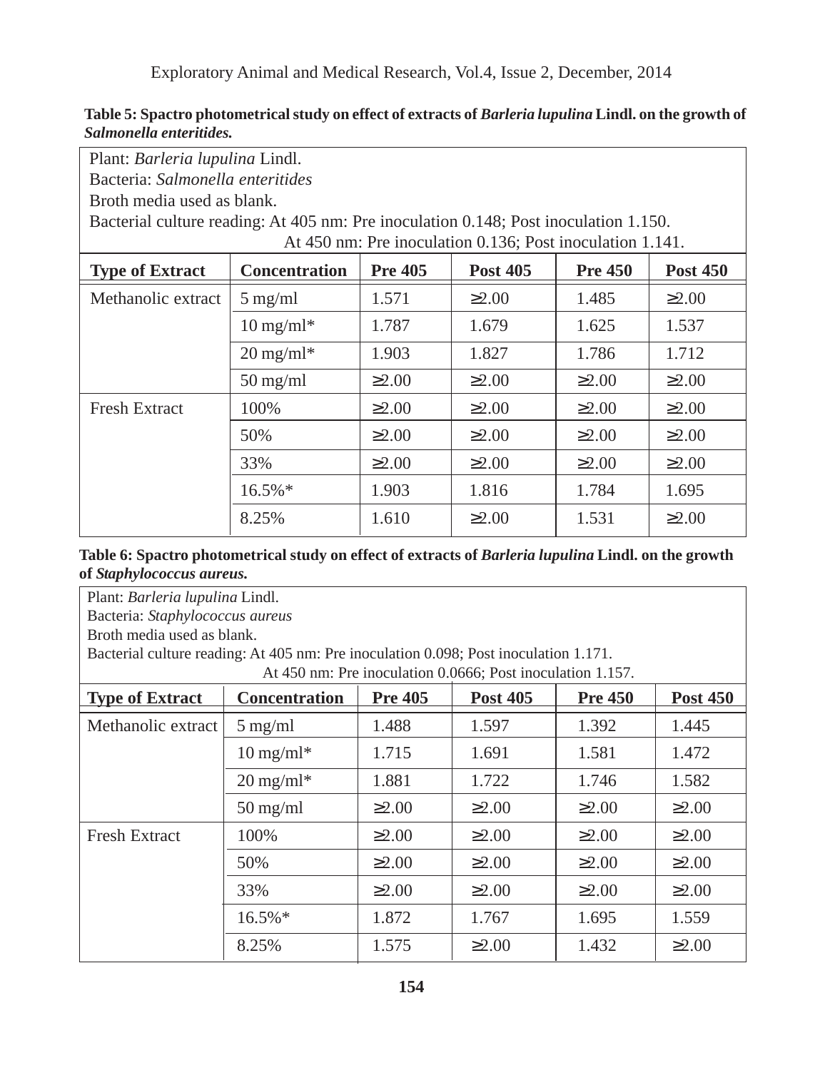**Table 5: Spectro photometrical study on effect of extracts of *Barleria lupulina* Lindl. on the growth of *Salmonella enteritides.***

Plant: *Barleria lupulina* Lindl.
Bacteria: *Salmonella enteritides*
Broth media used as blank.
Bacterial culture reading: At 405 nm: Pre inoculation 0.148; Post inoculation 1.150.
At 450 nm: Pre inoculation 0.136; Post inoculation 1.141.

| Type of Extract | Concentration | Pre 405 | Post 405 | Pre 450 | Post 450 |
|---|---|---|---|---|---|
| Methanolic extract | 5 mg/ml | 1.571 | ≥2.00 | 1.485 | ≥2.00 |
| | 10 mg/ml* | 1.787 | 1.679 | 1.625 | 1.537 |
| | 20 mg/ml* | 1.903 | 1.827 | 1.786 | 1.712 |
| | 50 mg/ml | ≥2.00 | ≥2.00 | ≥2.00 | ≥2.00 |
| Fresh Extract | 100% | ≥2.00 | ≥2.00 | ≥2.00 | ≥2.00 |
| | 50% | ≥2.00 | ≥2.00 | ≥2.00 | ≥2.00 |
| | 33% | ≥2.00 | ≥2.00 | ≥2.00 | ≥2.00 |
| | 16.5%* | 1.903 | 1.816 | 1.784 | 1.695 |
| | 8.25% | 1.610 | ≥2.00 | 1.531 | ≥2.00 |

**Table 6: Spectro photometrical study on effect of extracts of *Barleria lupulina* Lindl. on the growth of *Staphylococcus aureus.***

Plant: *Barleria lupulina* Lindl.
Bacteria: *Staphylococcus aureus*
Broth media used as blank.
Bacterial culture reading: At 405 nm: Pre inoculation 0.098; Post inoculation 1.171.
At 450 nm: Pre inoculation 0.0666; Post inoculation 1.157.

| Type of Extract | Concentration | Pre 405 | Post 405 | Pre 450 | Post 450 |
|---|---|---|---|---|---|
| Methanolic extract | 5 mg/ml | 1.488 | 1.597 | 1.392 | 1.445 |
| | 10 mg/ml* | 1.715 | 1.691 | 1.581 | 1.472 |
| | 20 mg/ml* | 1.881 | 1.722 | 1.746 | 1.582 |
| | 50 mg/ml | ≥2.00 | ≥2.00 | ≥2.00 | ≥2.00 |
| Fresh Extract | 100% | ≥2.00 | ≥2.00 | ≥2.00 | ≥2.00 |
| | 50% | ≥2.00 | ≥2.00 | ≥2.00 | ≥2.00 |
| | 33% | ≥2.00 | ≥2.00 | ≥2.00 | ≥2.00 |
| | 16.5%* | 1.872 | 1.767 | 1.695 | 1.559 |
| | 8.25% | 1.575 | ≥2.00 | 1.432 | ≥2.00 |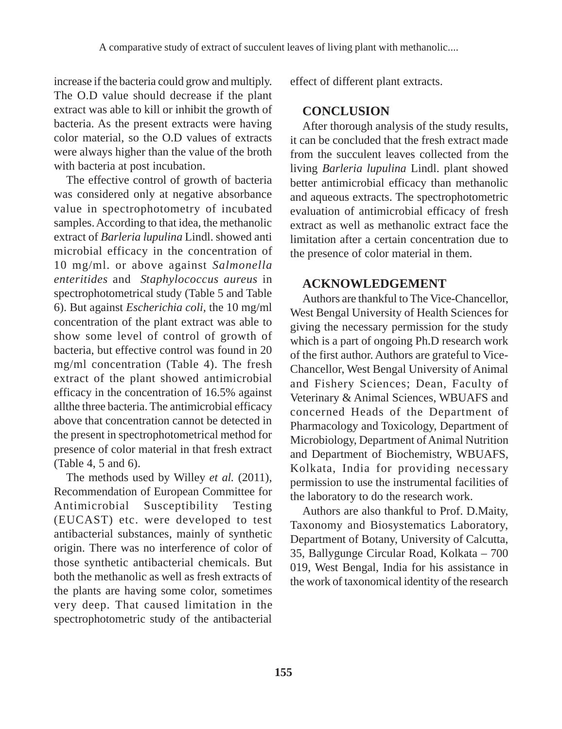increase if the bacteria could grow and multiply. The O.D value should decrease if the plant extract was able to kill or inhibit the growth of bacteria. As the present extracts were having color material, so the O.D values of extracts were always higher than the value of the broth with bacteria at post incubation.

The effective control of growth of bacteria was considered only at negative absorbance value in spectrophotometry of incubated samples. According to that idea, the methanolic extract of *Barleria lupulina* Lindl. showed anti microbial efficacy in the concentration of 10 mg/ml. or above against *Salmonella enteritides* and *Staphylococcus aureus* in spectrophotometrical study (Table 5 and Table 6). But against *Escherichia coli,* the 10 mg/ml concentration of the plant extract was able to show some level of control of growth of bacteria, but effective control was found in 20 mg/ml concentration (Table 4). The fresh extract of the plant showed antimicrobial efficacy in the concentration of 16.5% against allthe three bacteria. The antimicrobial efficacy above that concentration cannot be detected in the present in spectrophotometrical method for presence of color material in that fresh extract (Table 4, 5 and 6).

The methods used by Willey *et al.* (2011), Recommendation of European Committee for Antimicrobial Susceptibility Testing (EUCAST) etc. were developed to test antibacterial substances, mainly of synthetic origin. There was no interference of color of those synthetic antibacterial chemicals. But both the methanolic as well as fresh extracts of the plants are having some color, sometimes very deep. That caused limitation in the spectrophotometric study of the antibacterial effect of different plant extracts.

## CONCLUSION

After thorough analysis of the study results, it can be concluded that the fresh extract made from the succulent leaves collected from the living *Barleria lupulina* Lindl. plant showed better antimicrobial efficacy than methanolic and aqueous extracts. The spectrophotometric evaluation of antimicrobial efficacy of fresh extract as well as methanolic extract face the limitation after a certain concentration due to the presence of color material in them.

## ACKNOWLEDGEMENT

Authors are thankful to The Vice-Chancellor, West Bengal University of Health Sciences for giving the necessary permission for the study which is a part of ongoing Ph.D research work of the first author. Authors are grateful to Vice-Chancellor, West Bengal University of Animal and Fishery Sciences; Dean, Faculty of Veterinary & Animal Sciences, WBUAFS and concerned Heads of the Department of Pharmacology and Toxicology, Department of Microbiology, Department of Animal Nutrition and Department of Biochemistry, WBUAFS, Kolkata, India for providing necessary permission to use the instrumental facilities of the laboratory to do the research work.

Authors are also thankful to Prof. D.Maity, Taxonomy and Biosystematics Laboratory, Department of Botany, University of Calcutta, 35, Ballygunge Circular Road, Kolkata – 700 019, West Bengal, India for his assistance in the work of taxonomical identity of the research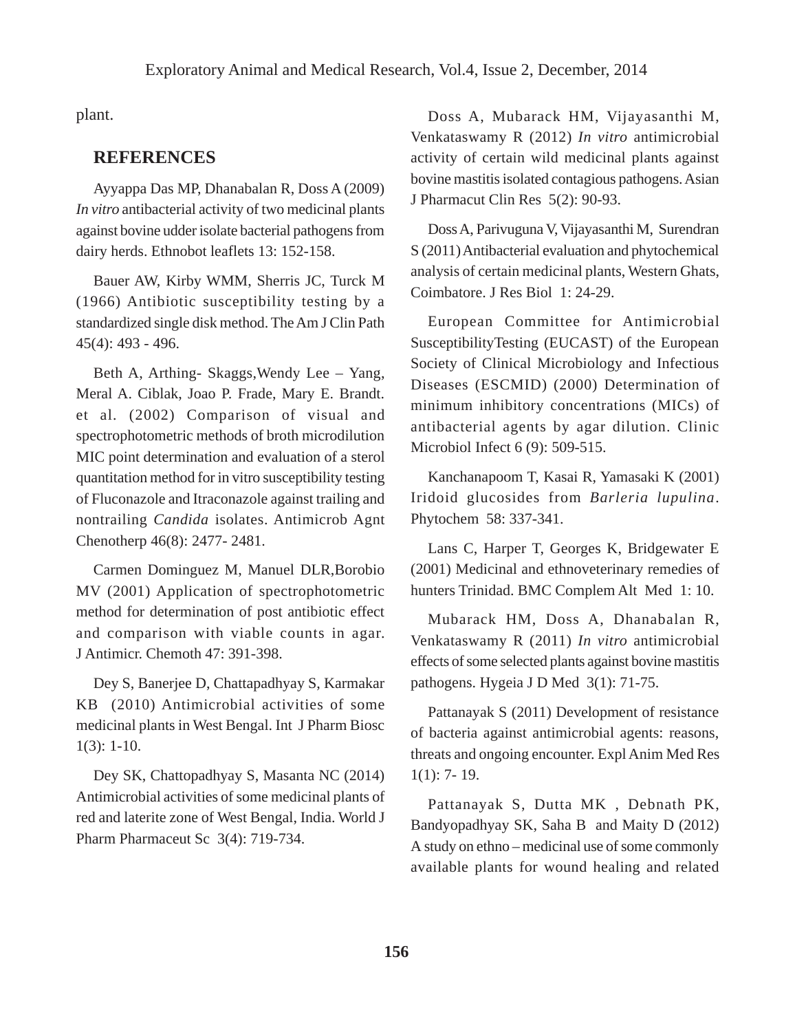plant.

## REFERENCES

Ayyappa Das MP, Dhanabalan R, Doss A (2009) *In vitro* antibacterial activity of two medicinal plants against bovine udder isolate bacterial pathogens from dairy herds. Ethnobot leaflets 13: 152-158.

Bauer AW, Kirby WMM, Sherris JC, Turck M (1966) Antibiotic susceptibility testing by a standardized single disk method. The Am J Clin Path 45(4): 493 - 496.

Beth A, Arthing- Skaggs,Wendy Lee – Yang, Meral A. Ciblak, Joao P. Frade, Mary E. Brandt. et al. (2002) Comparison of visual and spectrophotometric methods of broth microdilution MIC point determination and evaluation of a sterol quantitation method for in vitro susceptibility testing of Fluconazole and Itraconazole against trailing and nontrailing *Candida* isolates. Antimicrob Agnt Chenotherp 46(8): 2477- 2481.

Carmen Dominguez M, Manuel DLR,Borobio MV (2001) Application of spectrophotometric method for determination of post antibiotic effect and comparison with viable counts in agar. J Antimicr. Chemoth 47: 391-398.

Dey S, Banerjee D, Chattapadhyay S, Karmakar KB (2010) Antimicrobial activities of some medicinal plants in West Bengal. Int J Pharm Biosc 1(3): 1-10.

Dey SK, Chattopadhyay S, Masanta NC (2014) Antimicrobial activities of some medicinal plants of red and laterite zone of West Bengal, India. World J Pharm Pharmaceut Sc 3(4): 719-734.

Doss A, Mubarack HM, Vijayasanthi M, Venkataswamy R (2012) *In vitro* antimicrobial activity of certain wild medicinal plants against bovine mastitis isolated contagious pathogens. Asian J Pharmacut Clin Res 5(2): 90-93.

Doss A, Parivuguna V, Vijayasanthi M, Surendran S (2011) Antibacterial evaluation and phytochemical analysis of certain medicinal plants, Western Ghats, Coimbatore. J Res Biol 1: 24-29.

European Committee for Antimicrobial SusceptibilityTesting (EUCAST) of the European Society of Clinical Microbiology and Infectious Diseases (ESCMID) (2000) Determination of minimum inhibitory concentrations (MICs) of antibacterial agents by agar dilution. Clinic Microbiol Infect 6 (9): 509-515.

Kanchanapoom T, Kasai R, Yamasaki K (2001) Iridoid glucosides from *Barleria lupulina*. Phytochem 58: 337-341.

Lans C, Harper T, Georges K, Bridgewater E (2001) Medicinal and ethnoveterinary remedies of hunters Trinidad. BMC Complem Alt Med 1: 10.

Mubarack HM, Doss A, Dhanabalan R, Venkataswamy R (2011) *In vitro* antimicrobial effects of some selected plants against bovine mastitis pathogens. Hygeia J D Med 3(1): 71-75.

Pattanayak S (2011) Development of resistance of bacteria against antimicrobial agents: reasons, threats and ongoing encounter. Expl Anim Med Res 1(1): 7- 19.

Pattanayak S, Dutta MK , Debnath PK, Bandyopadhyay SK, Saha B and Maity D (2012) A study on ethno – medicinal use of some commonly available plants for wound healing and related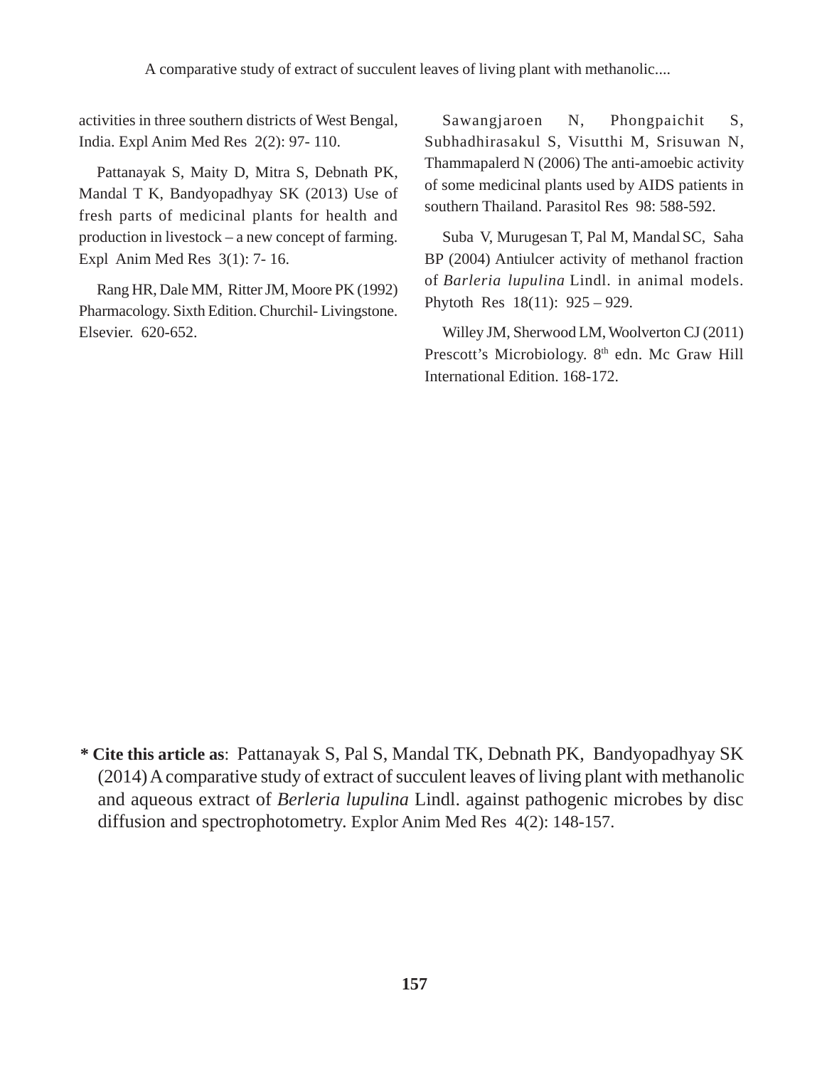activities in three southern districts of West Bengal, India. Expl Anim Med Res 2(2): 97- 110.

Pattanayak S, Maity D, Mitra S, Debnath PK, Mandal T K, Bandyopadhyay SK (2013) Use of fresh parts of medicinal plants for health and production in livestock – a new concept of farming. Expl Anim Med Res 3(1): 7- 16.

Rang HR, Dale MM, Ritter JM, Moore PK (1992) Pharmacology. Sixth Edition. Churchil- Livingstone. Elsevier. 620-652.

Sawangjaroen N, Phongpaichit S, Subhadhirasakul S, Visutthi M, Srisuwan N, Thammapalerd N (2006) The anti-amoebic activity of some medicinal plants used by AIDS patients in southern Thailand. Parasitol Res 98: 588-592.

Suba V, Murugesan T, Pal M, Mandal SC, Saha BP (2004) Antiulcer activity of methanol fraction of *Barleria lupulina* Lindl. in animal models. Phytoth Res 18(11): 925 – 929.

Willey JM, Sherwood LM, Woolverton CJ (2011) Prescott's Microbiology. 8th edn. Mc Graw Hill International Edition. 168-172.

**\* Cite this article as**: Pattanayak S, Pal S, Mandal TK, Debnath PK, Bandyopadhyay SK (2014) A comparative study of extract of succulent leaves of living plant with methanolic and aqueous extract of *Berleria lupulina* Lindl. against pathogenic microbes by disc diffusion and spectrophotometry. Explor Anim Med Res 4(2): 148-157.